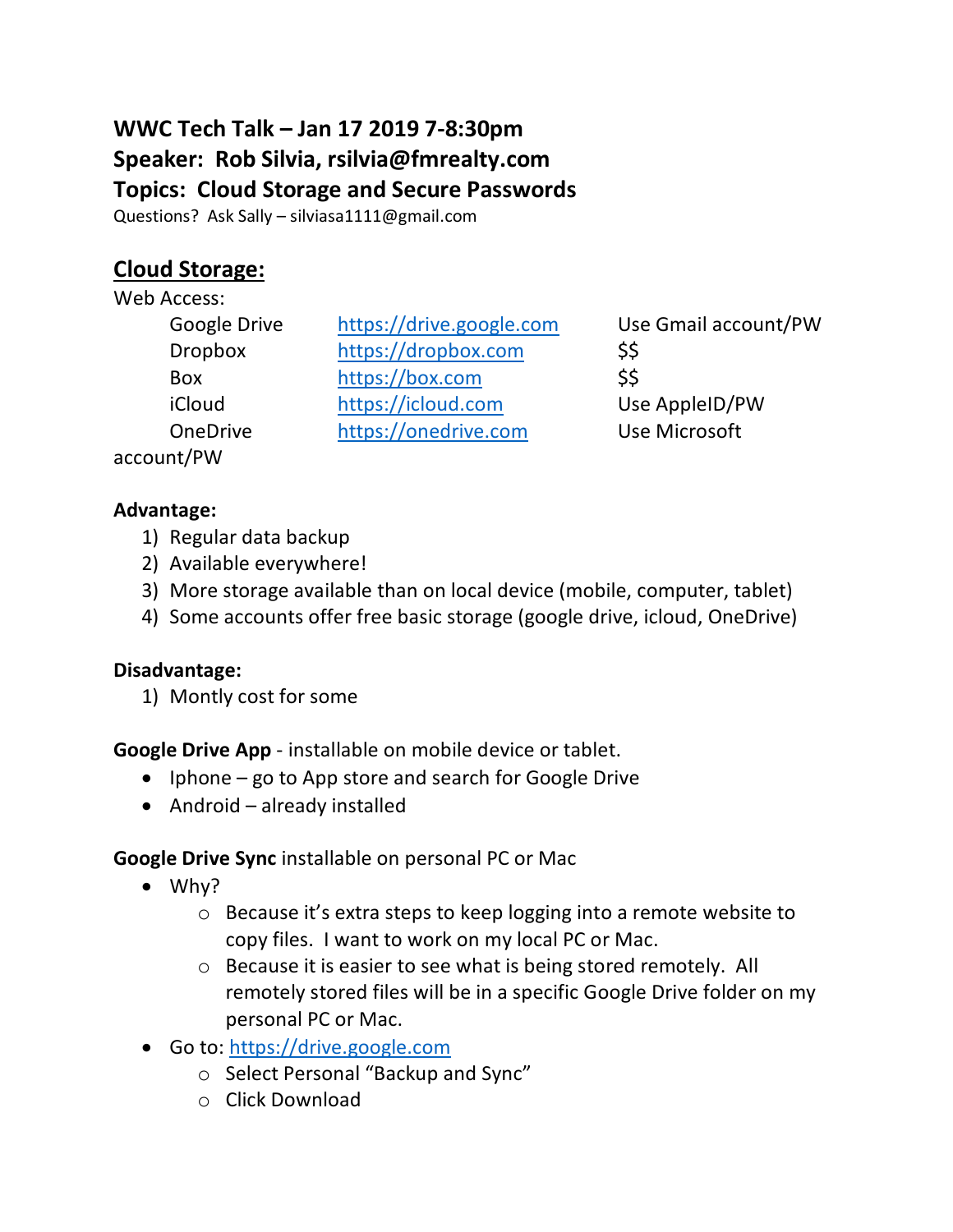**WWC Tech Talk – Jan 17 2019 7-8:30pm**
**Speaker: Rob Silvia, rsilvia@fmrealty.com**
**Topics: Cloud Storage and Secure Passwords**

Questions? Ask Sally – silviasa1111@gmail.com

## Cloud Storage:

Web Access:

| | | |
|---|---|---|
| Google Drive | https://drive.google.com | Use Gmail account/PW |
| Dropbox | https://dropbox.com | $$ |
| Box | https://box.com | $$ |
| iCloud | https://icloud.com | Use AppleID/PW |
| OneDrive | https://onedrive.com | Use Microsoft account/PW |

**Advantage:**

1) Regular data backup
2) Available everywhere!
3) More storage available than on local device (mobile, computer, tablet)
4) Some accounts offer free basic storage (google drive, icloud, OneDrive)

**Disadvantage:**

1) Montly cost for some

**Google Drive App** - installable on mobile device or tablet.

- Iphone – go to App store and search for Google Drive
- Android – already installed

**Google Drive Sync** installable on personal PC or Mac

- Why?
  - Because it's extra steps to keep logging into a remote website to copy files. I want to work on my local PC or Mac.
  - Because it is easier to see what is being stored remotely. All remotely stored files will be in a specific Google Drive folder on my personal PC or Mac.
- Go to: https://drive.google.com
  - Select Personal "Backup and Sync"
  - Click Download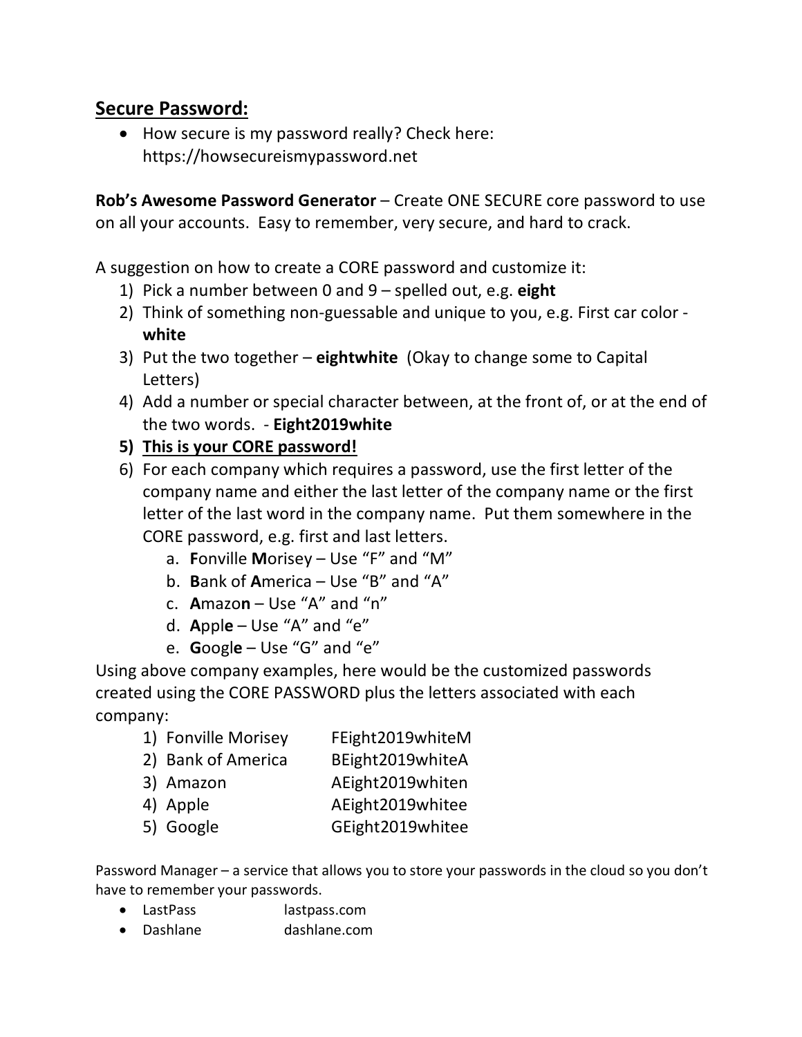## Secure Password:

- How secure is my password really? Check here: https://howsecureismypassword.net

**Rob's Awesome Password Generator** – Create ONE SECURE core password to use on all your accounts. Easy to remember, very secure, and hard to crack.

A suggestion on how to create a CORE password and customize it:

1) Pick a number between 0 and 9 – spelled out, e.g. **eight**
2) Think of something non-guessable and unique to you, e.g. First car color - **white**
3) Put the two together – **eightwhite** (Okay to change some to Capital Letters)
4) Add a number or special character between, at the front of, or at the end of the two words. - **Eight2019white**
5) **<u>This is your CORE password!</u>**
6) For each company which requires a password, use the first letter of the company name and either the last letter of the company name or the first letter of the last word in the company name. Put them somewhere in the CORE password, e.g. first and last letters.
   a. **F**onville **M**orisey – Use "F" and "M"
   b. **B**ank of **A**merica – Use "B" and "A"
   c. **A**mazo**n** – Use "A" and "n"
   d. **A**ppl**e** – Use "A" and "e"
   e. **G**oogl**e** – Use "G" and "e"

Using above company examples, here would be the customized passwords created using the CORE PASSWORD plus the letters associated with each company:

| | |
|---|---|
| 1) Fonville Morisey | FEight2019whiteM |
| 2) Bank of America | BEight2019whiteA |
| 3) Amazon | AEight2019whiten |
| 4) Apple | AEight2019whitee |
| 5) Google | GEight2019whitee |

Password Manager – a service that allows you to store your passwords in the cloud so you don't have to remember your passwords.

- LastPass lastpass.com
- Dashlane dashlane.com